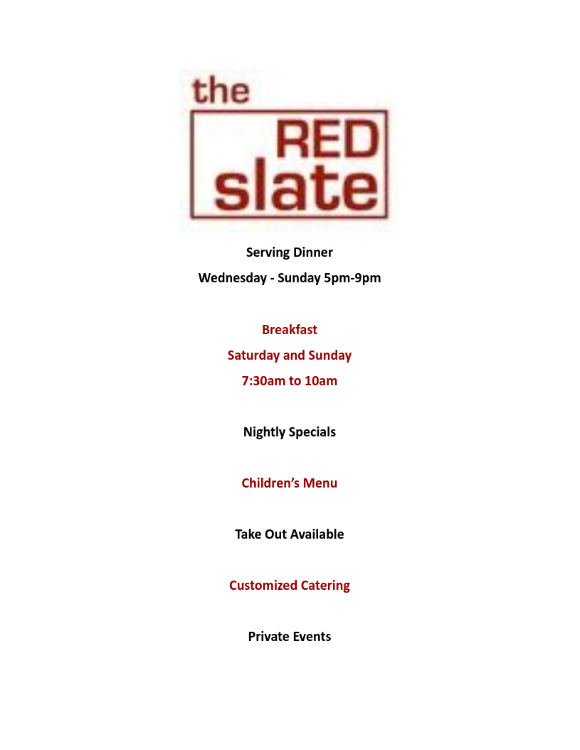# the RED slate

**Serving Dinner**

**Wednesday - Sunday 5pm-9pm**

**Breakfast**

**Saturday and Sunday**

**7:30am to 10am**

**Nightly Specials**

**Children's Menu**

**Take Out Available**

**Customized Catering**

**Private Events**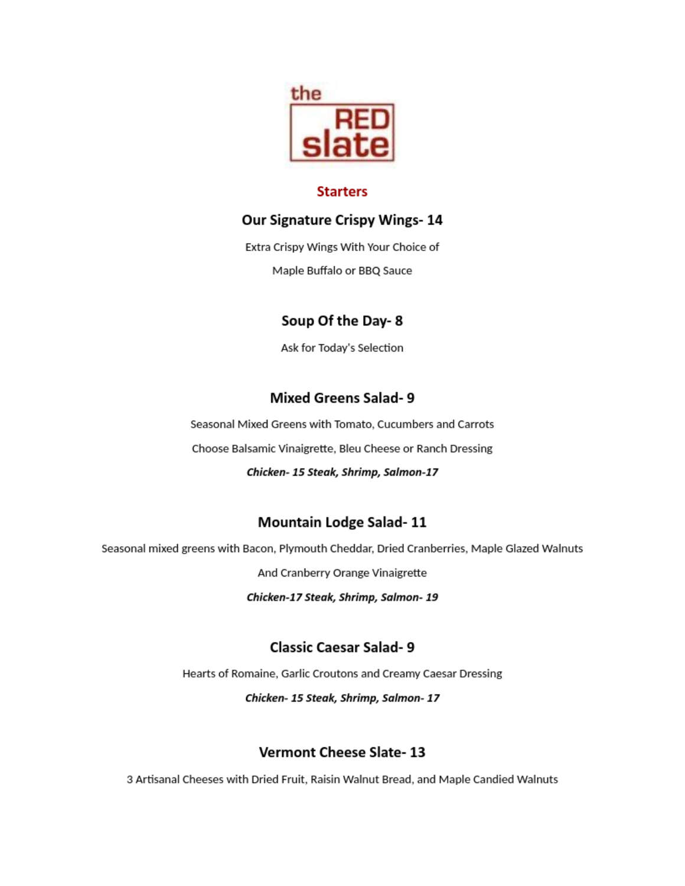# the RED slate

## Starters

### Our Signature Crispy Wings- 14

Extra Crispy Wings With Your Choice of

Maple Buffalo or BBQ Sauce

### Soup Of the Day- 8

Ask for Today's Selection

### Mixed Greens Salad- 9

Seasonal Mixed Greens with Tomato, Cucumbers and Carrots

Choose Balsamic Vinaigrette, Bleu Cheese or Ranch Dressing

***Chicken- 15 Steak, Shrimp, Salmon-17***

### Mountain Lodge Salad- 11

Seasonal mixed greens with Bacon, Plymouth Cheddar, Dried Cranberries, Maple Glazed Walnuts

And Cranberry Orange Vinaigrette

***Chicken-17 Steak, Shrimp, Salmon- 19***

### Classic Caesar Salad- 9

Hearts of Romaine, Garlic Croutons and Creamy Caesar Dressing

***Chicken- 15 Steak, Shrimp, Salmon- 17***

### Vermont Cheese Slate- 13

3 Artisanal Cheeses with Dried Fruit, Raisin Walnut Bread, and Maple Candied Walnuts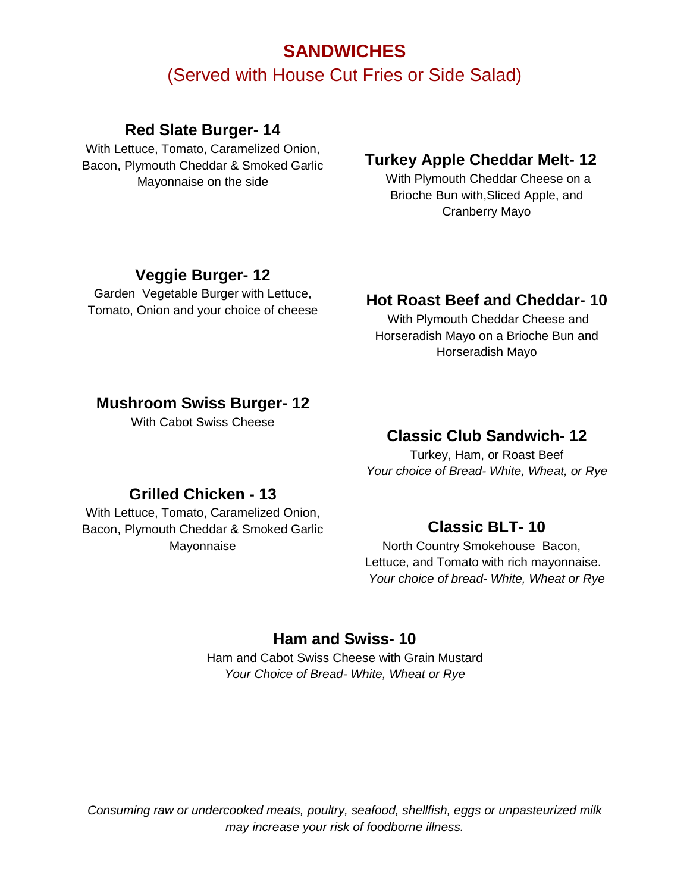# SANDWICHES

(Served with House Cut Fries or Side Salad)

### Red Slate Burger- 14

With Lettuce, Tomato, Caramelized Onion, Bacon, Plymouth Cheddar & Smoked Garlic Mayonnaise on the side

### Turkey Apple Cheddar Melt- 12

With Plymouth Cheddar Cheese on a Brioche Bun with,Sliced Apple, and Cranberry Mayo

### Veggie Burger- 12

Garden Vegetable Burger with Lettuce, Tomato, Onion and your choice of cheese

### Hot Roast Beef and Cheddar- 10

With Plymouth Cheddar Cheese and Horseradish Mayo on a Brioche Bun and Horseradish Mayo

### Mushroom Swiss Burger- 12

With Cabot Swiss Cheese

### Classic Club Sandwich- 12

Turkey, Ham, or Roast Beef
*Your choice of Bread- White, Wheat, or Rye*

### Grilled Chicken - 13

With Lettuce, Tomato, Caramelized Onion, Bacon, Plymouth Cheddar & Smoked Garlic Mayonnaise

### Classic BLT- 10

North Country Smokehouse Bacon, Lettuce, and Tomato with rich mayonnaise.
*Your choice of bread- White, Wheat or Rye*

### Ham and Swiss- 10

Ham and Cabot Swiss Cheese with Grain Mustard
*Your Choice of Bread- White, Wheat or Rye*

*Consuming raw or undercooked meats, poultry, seafood, shellfish, eggs or unpasteurized milk may increase your risk of foodborne illness.*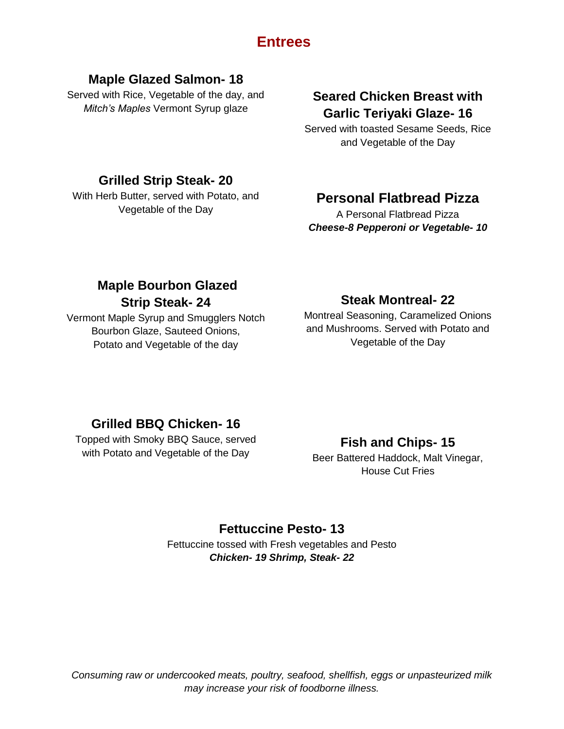# Entrees

### Maple Glazed Salmon- 18

Served with Rice, Vegetable of the day, and *Mitch's Maples* Vermont Syrup glaze

### Seared Chicken Breast with Garlic Teriyaki Glaze- 16

Served with toasted Sesame Seeds, Rice and Vegetable of the Day

### Grilled Strip Steak- 20

With Herb Butter, served with Potato, and Vegetable of the Day

### Personal Flatbread Pizza

A Personal Flatbread Pizza
***Cheese-8 Pepperoni or Vegetable- 10***

### Maple Bourbon Glazed Strip Steak- 24

Vermont Maple Syrup and Smugglers Notch Bourbon Glaze, Sauteed Onions, Potato and Vegetable of the day

### Steak Montreal- 22

Montreal Seasoning, Caramelized Onions and Mushrooms. Served with Potato and Vegetable of the Day

### Grilled BBQ Chicken- 16

Topped with Smoky BBQ Sauce, served with Potato and Vegetable of the Day

### Fish and Chips- 15

Beer Battered Haddock, Malt Vinegar, House Cut Fries

### Fettuccine Pesto- 13

Fettuccine tossed with Fresh vegetables and Pesto
***Chicken- 19 Shrimp, Steak- 22***

*Consuming raw or undercooked meats, poultry, seafood, shellfish, eggs or unpasteurized milk may increase your risk of foodborne illness.*